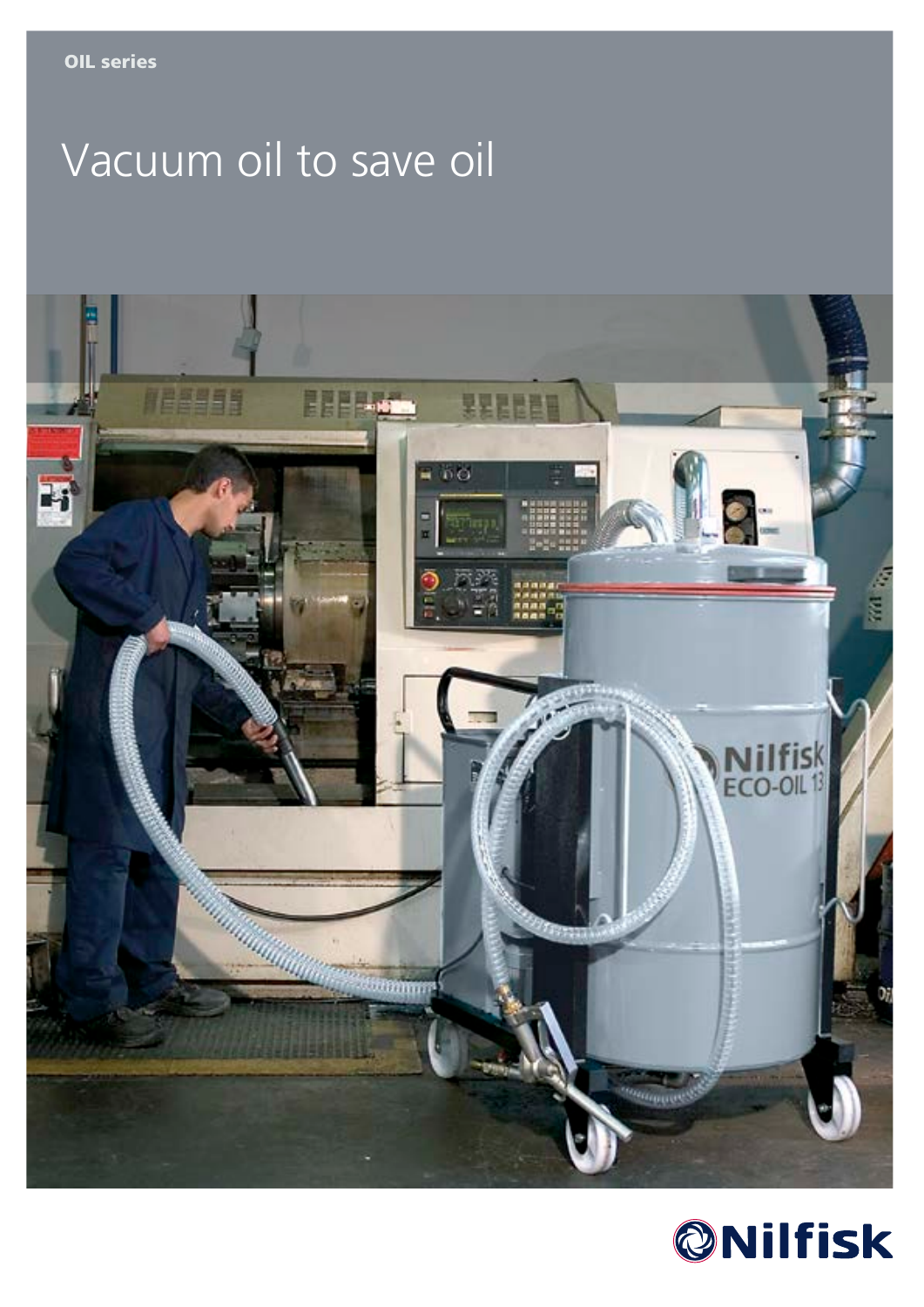OIL series

# Vacuum oil to save oil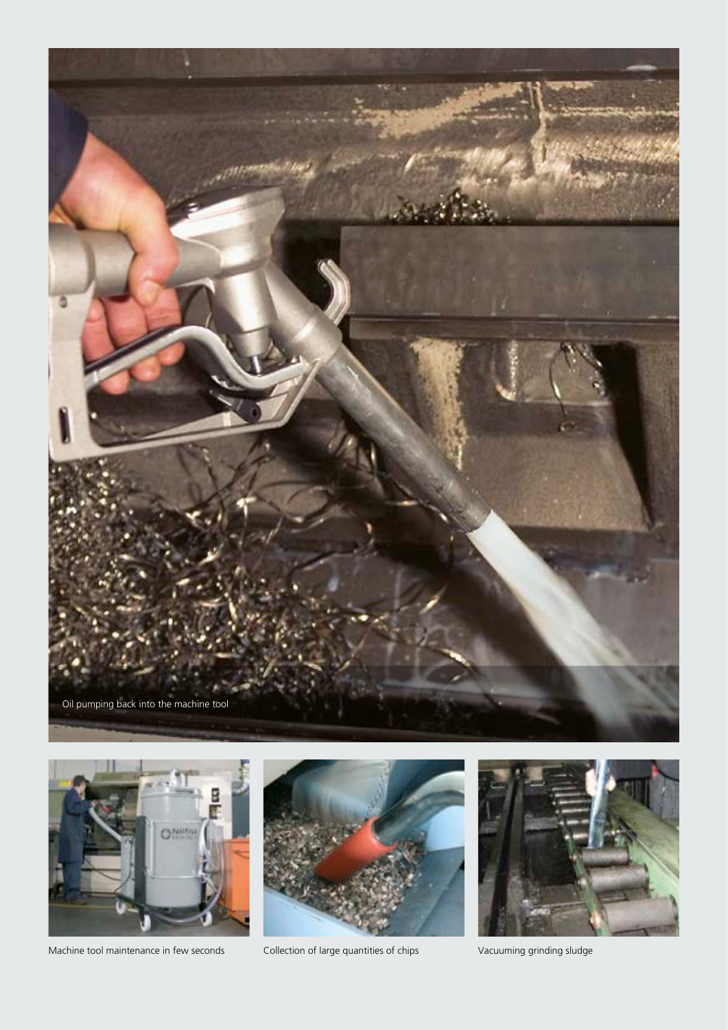Oil pumping back into the machine tool

Machine tool maintenance in few seconds

Collection of large quantities of chips

Vacuuming grinding sludge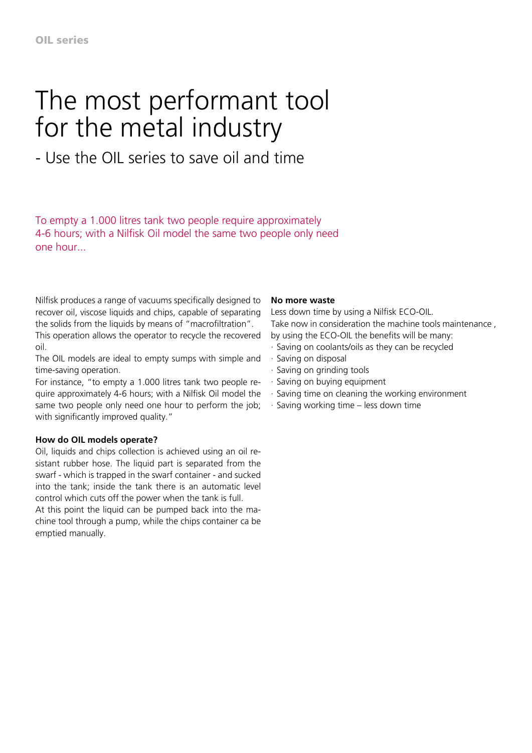# The most performant tool for the metal industry

## - Use the OIL series to save oil and time

To empty a 1.000 litres tank two people require approximately 4-6 hours; with a Nilfisk Oil model the same two people only need one hour...

Nilfisk produces a range of vacuums specifically designed to recover oil, viscose liquids and chips, capable of separating the solids from the liquids by means of "macrofiltration". This operation allows the operator to recycle the recovered oil.

The OIL models are ideal to empty sumps with simple and time-saving operation.

For instance, "to empty a 1.000 litres tank two people require approximately 4-6 hours; with a Nilfisk Oil model the same two people only need one hour to perform the job; with significantly improved quality."

**How do OIL models operate?**

Oil, liquids and chips collection is achieved using an oil resistant rubber hose. The liquid part is separated from the swarf - which is trapped in the swarf container - and sucked into the tank; inside the tank there is an automatic level control which cuts off the power when the tank is full.

At this point the liquid can be pumped back into the machine tool through a pump, while the chips container ca be emptied manually.

**No more waste**

Less down time by using a Nilfisk ECO-OIL.

Take now in consideration the machine tools maintenance , by using the ECO-OIL the benefits will be many:

- Saving on coolants/oils as they can be recycled
- Saving on disposal
- Saving on grinding tools
- Saving on buying equipment
- Saving time on cleaning the working environment
- Saving working time – less down time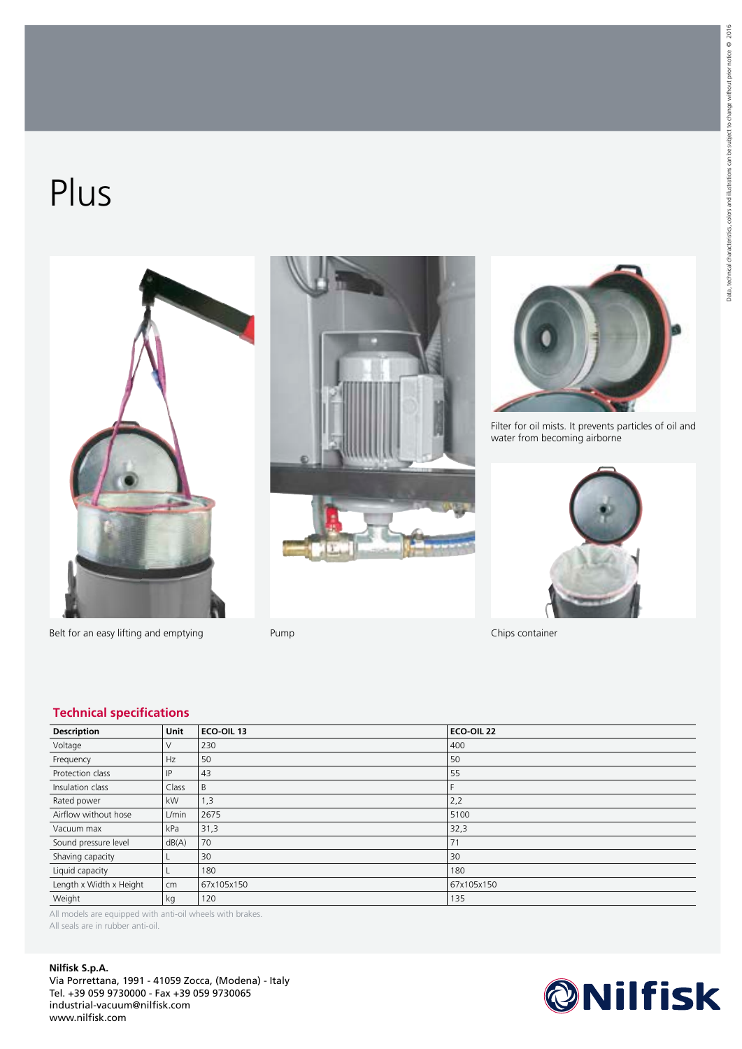# Plus

Belt for an easy lifting and emptying

Pump

Filter for oil mists. It prevents particles of oil and water from becoming airborne

Chips container

## Technical specifications

| Description | Unit | ECO-OIL 13 | ECO-OIL 22 |
|---|---|---|---|
| Voltage | V | 230 | 400 |
| Frequency | Hz | 50 | 50 |
| Protection class | IP | 43 | 55 |
| Insulation class | Class | B | F |
| Rated power | kW | 1,3 | 2,2 |
| Airflow without hose | L/min | 2675 | 5100 |
| Vacuum max | kPa | 31,3 | 32,3 |
| Sound pressure level | dB(A) | 70 | 71 |
| Shaving capacity | L | 30 | 30 |
| Liquid capacity | L | 180 | 180 |
| Length x Width x Height | cm | 67x105x150 | 67x105x150 |
| Weight | kg | 120 | 135 |

All models are equipped with anti-oil wheels with brakes.
All seals are in rubber anti-oil.

**Nilfisk S.p.A.**
Via Porrettana, 1991 - 41059 Zocca, (Modena) - Italy
Tel. +39 059 9730000 - Fax +39 059 9730065
industrial-vacuum@nilfisk.com
www.nilfisk.com

Nilfisk

Data, technical characteristics, colors and illustrations can be subject to change without prior notice © 2016